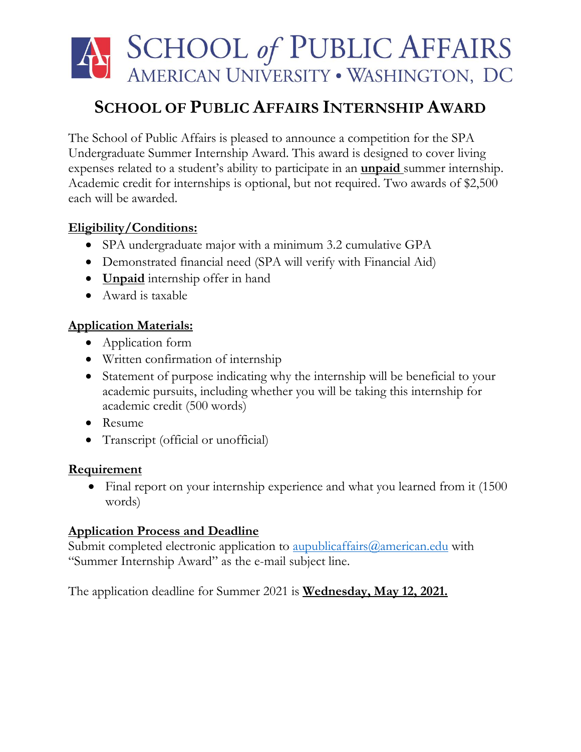# SCHOOL of PUBLIC AFFAIRS
AMERICAN UNIVERSITY • WASHINGTON, DC

## SCHOOL OF PUBLIC AFFAIRS INTERNSHIP AWARD

The School of Public Affairs is pleased to announce a competition for the SPA Undergraduate Summer Internship Award. This award is designed to cover living expenses related to a student's ability to participate in an **unpaid** summer internship. Academic credit for internships is optional, but not required. Two awards of $2,500 each will be awarded.

### Eligibility/Conditions:

- SPA undergraduate major with a minimum 3.2 cumulative GPA
- Demonstrated financial need (SPA will verify with Financial Aid)
- **Unpaid** internship offer in hand
- Award is taxable

### Application Materials:

- Application form
- Written confirmation of internship
- Statement of purpose indicating why the internship will be beneficial to your academic pursuits, including whether you will be taking this internship for academic credit (500 words)
- Resume
- Transcript (official or unofficial)

### Requirement

- Final report on your internship experience and what you learned from it (1500 words)

### Application Process and Deadline

Submit completed electronic application to aupublicaffairs@american.edu with "Summer Internship Award" as the e-mail subject line.

The application deadline for Summer 2021 is **Wednesday, May 12, 2021.**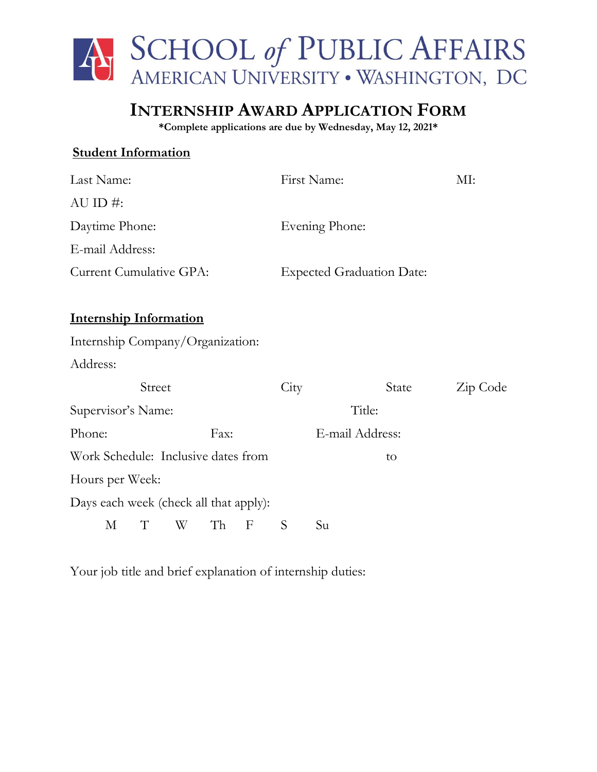SCHOOL *of* PUBLIC AFFAIRS
AMERICAN UNIVERSITY • WASHINGTON, DC

# INTERNSHIP AWARD APPLICATION FORM

**\*Complete applications are due by Wednesday, May 12, 2021\***

## Student Information

Last Name: First Name: MI:

AU ID #:

Daytime Phone: Evening Phone:

E-mail Address:

Current Cumulative GPA: Expected Graduation Date:

## Internship Information

Internship Company/Organization:

Address:

Street City State Zip Code

Supervisor's Name: Title:

Phone: Fax: E-mail Address:

Work Schedule: Inclusive dates from to

Hours per Week:

Days each week (check all that apply):

M T W Th F S Su

Your job title and brief explanation of internship duties: